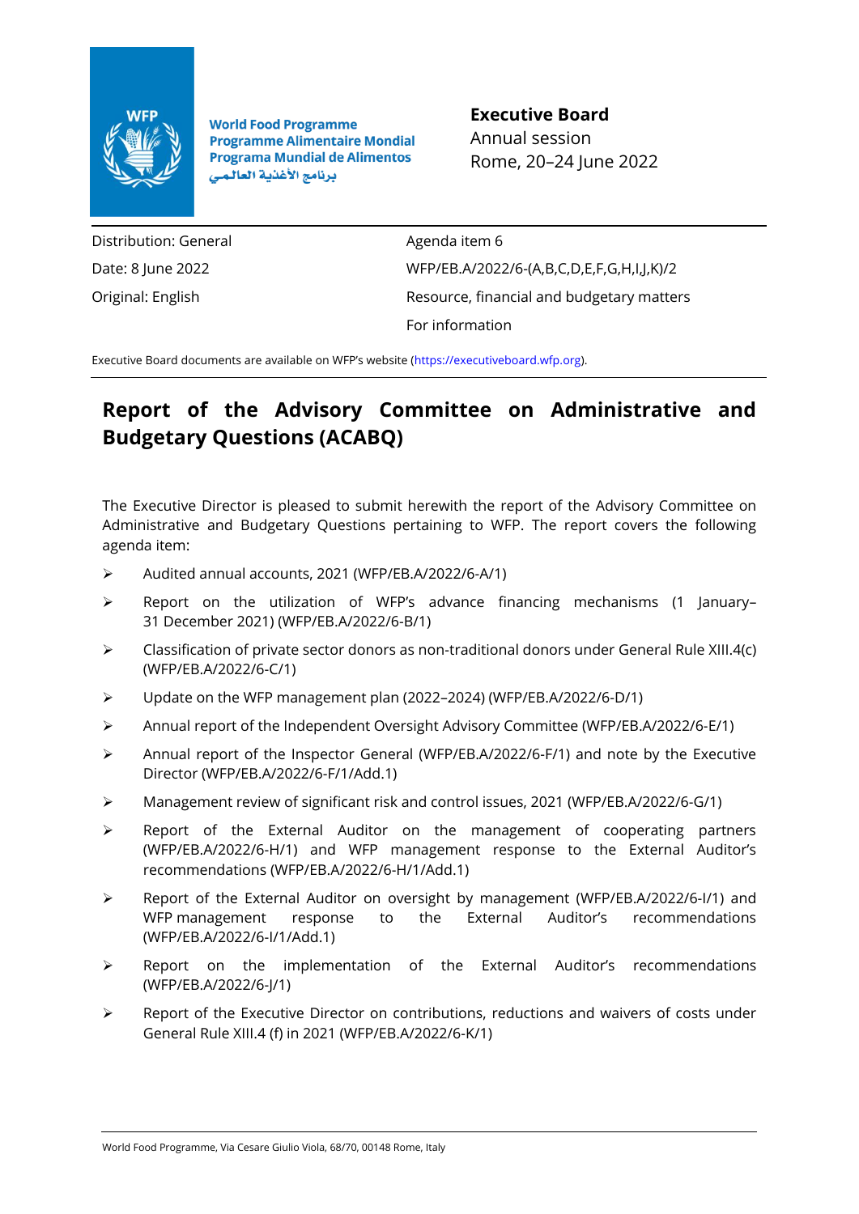World Food Programme
Programme Alimentaire Mondial
Programa Mundial de Alimentos
برنامج الأغذية العالمي

**Executive Board**
Annual session
Rome, 20–24 June 2022

| | |
|---|---|
| Distribution: General | Agenda item 6 |
| Date: 8 June 2022 | WFP/EB.A/2022/6-(A,B,C,D,E,F,G,H,I,J,K)/2 |
| Original: English | Resource, financial and budgetary matters |
| | For information |

Executive Board documents are available on WFP's website (https://executiveboard.wfp.org).

# Report of the Advisory Committee on Administrative and Budgetary Questions (ACABQ)

The Executive Director is pleased to submit herewith the report of the Advisory Committee on Administrative and Budgetary Questions pertaining to WFP. The report covers the following agenda item:

- Audited annual accounts, 2021 (WFP/EB.A/2022/6-A/1)
- Report on the utilization of WFP's advance financing mechanisms (1 January–31 December 2021) (WFP/EB.A/2022/6-B/1)
- Classification of private sector donors as non-traditional donors under General Rule XIII.4(c) (WFP/EB.A/2022/6-C/1)
- Update on the WFP management plan (2022–2024) (WFP/EB.A/2022/6-D/1)
- Annual report of the Independent Oversight Advisory Committee (WFP/EB.A/2022/6-E/1)
- Annual report of the Inspector General (WFP/EB.A/2022/6-F/1) and note by the Executive Director (WFP/EB.A/2022/6-F/1/Add.1)
- Management review of significant risk and control issues, 2021 (WFP/EB.A/2022/6-G/1)
- Report of the External Auditor on the management of cooperating partners (WFP/EB.A/2022/6-H/1) and WFP management response to the External Auditor's recommendations (WFP/EB.A/2022/6-H/1/Add.1)
- Report of the External Auditor on oversight by management (WFP/EB.A/2022/6-I/1) and WFP management response to the External Auditor's recommendations (WFP/EB.A/2022/6-I/1/Add.1)
- Report on the implementation of the External Auditor's recommendations (WFP/EB.A/2022/6-J/1)
- Report of the Executive Director on contributions, reductions and waivers of costs under General Rule XIII.4 (f) in 2021 (WFP/EB.A/2022/6-K/1)

World Food Programme, Via Cesare Giulio Viola, 68/70, 00148 Rome, Italy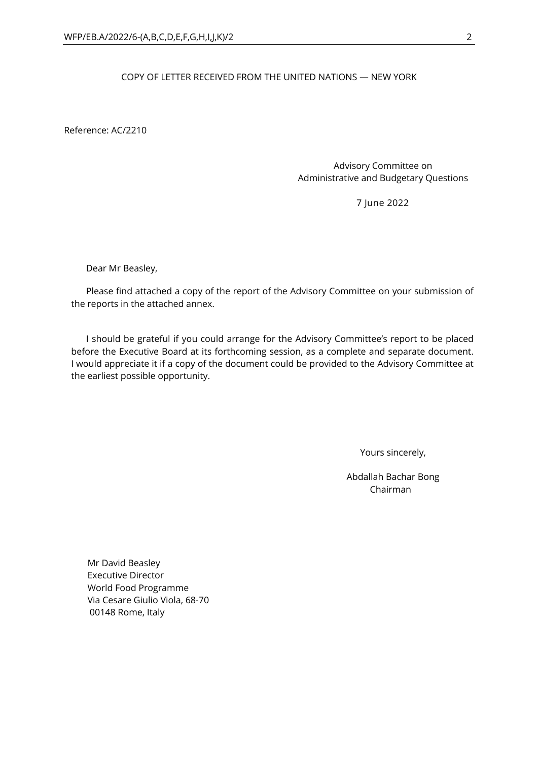COPY OF LETTER RECEIVED FROM THE UNITED NATIONS — NEW YORK

Reference: AC/2210

Advisory Committee on
Administrative and Budgetary Questions

7 June 2022

Dear Mr Beasley,

Please find attached a copy of the report of the Advisory Committee on your submission of the reports in the attached annex.

I should be grateful if you could arrange for the Advisory Committee's report to be placed before the Executive Board at its forthcoming session, as a complete and separate document. I would appreciate it if a copy of the document could be provided to the Advisory Committee at the earliest possible opportunity.

Yours sincerely,

Abdallah Bachar Bong
Chairman

Mr David Beasley
Executive Director
World Food Programme
Via Cesare Giulio Viola, 68-70
00148 Rome, Italy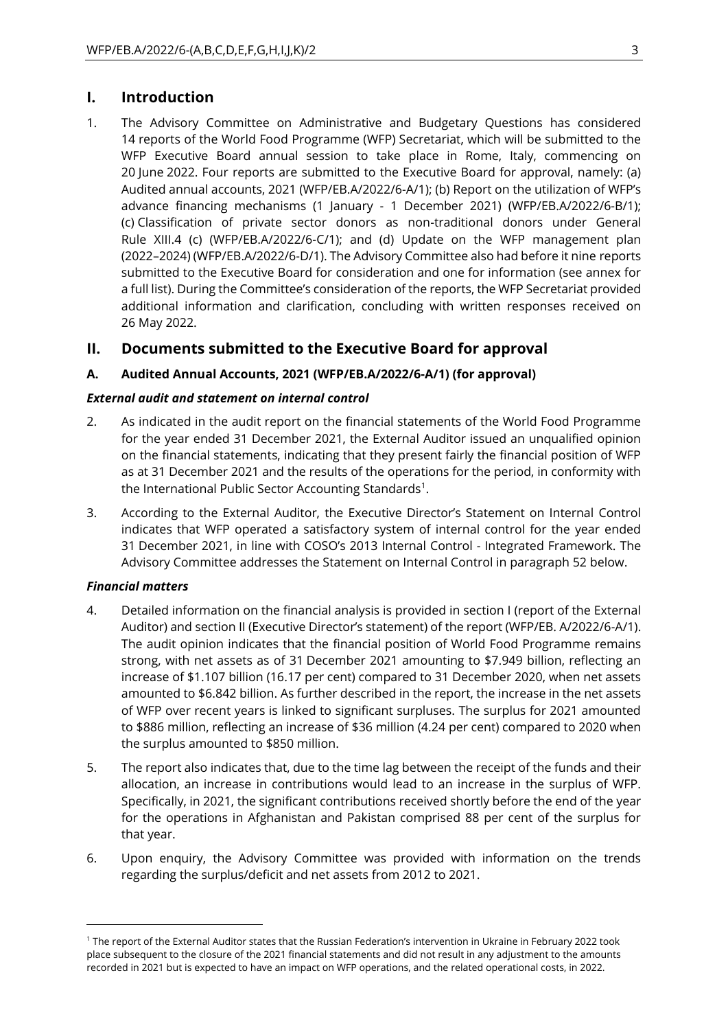# I. Introduction

1. The Advisory Committee on Administrative and Budgetary Questions has considered 14 reports of the World Food Programme (WFP) Secretariat, which will be submitted to the WFP Executive Board annual session to take place in Rome, Italy, commencing on 20 June 2022. Four reports are submitted to the Executive Board for approval, namely: (a) Audited annual accounts, 2021 (WFP/EB.A/2022/6-A/1); (b) Report on the utilization of WFP's advance financing mechanisms (1 January - 1 December 2021) (WFP/EB.A/2022/6-B/1); (c) Classification of private sector donors as non-traditional donors under General Rule XIII.4 (c) (WFP/EB.A/2022/6-C/1); and (d) Update on the WFP management plan (2022–2024) (WFP/EB.A/2022/6-D/1). The Advisory Committee also had before it nine reports submitted to the Executive Board for consideration and one for information (see annex for a full list). During the Committee's consideration of the reports, the WFP Secretariat provided additional information and clarification, concluding with written responses received on 26 May 2022.

# II. Documents submitted to the Executive Board for approval

## A. Audited Annual Accounts, 2021 (WFP/EB.A/2022/6-A/1) (for approval)

### *External audit and statement on internal control*

2. As indicated in the audit report on the financial statements of the World Food Programme for the year ended 31 December 2021, the External Auditor issued an unqualified opinion on the financial statements, indicating that they present fairly the financial position of WFP as at 31 December 2021 and the results of the operations for the period, in conformity with the International Public Sector Accounting Standards[1].

3. According to the External Auditor, the Executive Director's Statement on Internal Control indicates that WFP operated a satisfactory system of internal control for the year ended 31 December 2021, in line with COSO's 2013 Internal Control - Integrated Framework. The Advisory Committee addresses the Statement on Internal Control in paragraph 52 below.

### *Financial matters*

4. Detailed information on the financial analysis is provided in section I (report of the External Auditor) and section II (Executive Director's statement) of the report (WFP/EB. A/2022/6-A/1). The audit opinion indicates that the financial position of World Food Programme remains strong, with net assets as of 31 December 2021 amounting to $7.949 billion, reflecting an increase of $1.107 billion (16.17 per cent) compared to 31 December 2020, when net assets amounted to $6.842 billion. As further described in the report, the increase in the net assets of WFP over recent years is linked to significant surpluses. The surplus for 2021 amounted to $886 million, reflecting an increase of $36 million (4.24 per cent) compared to 2020 when the surplus amounted to $850 million.

5. The report also indicates that, due to the time lag between the receipt of the funds and their allocation, an increase in contributions would lead to an increase in the surplus of WFP. Specifically, in 2021, the significant contributions received shortly before the end of the year for the operations in Afghanistan and Pakistan comprised 88 per cent of the surplus for that year.

6. Upon enquiry, the Advisory Committee was provided with information on the trends regarding the surplus/deficit and net assets from 2012 to 2021.

[1] The report of the External Auditor states that the Russian Federation's intervention in Ukraine in February 2022 took place subsequent to the closure of the 2021 financial statements and did not result in any adjustment to the amounts recorded in 2021 but is expected to have an impact on WFP operations, and the related operational costs, in 2022.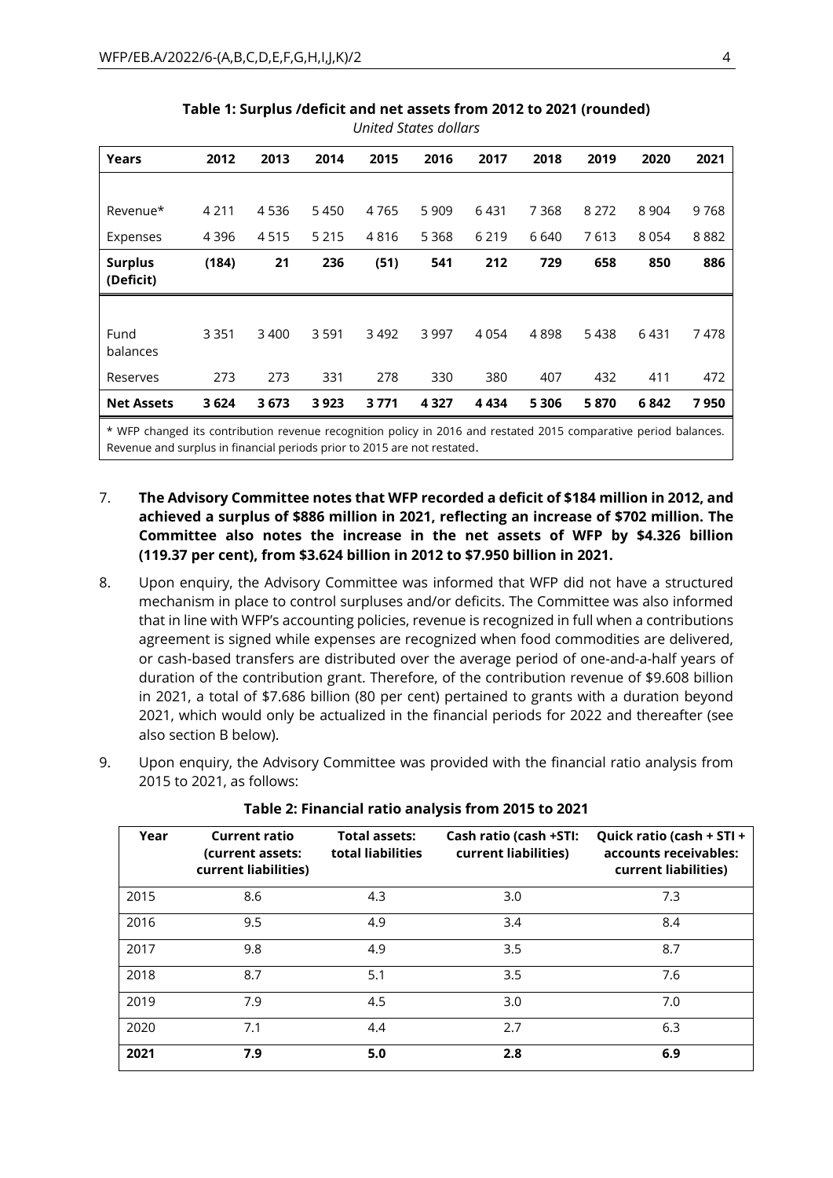**Table 1: Surplus /deficit and net assets from 2012 to 2021 (rounded)**

*United States dollars*

| Years | 2012 | 2013 | 2014 | 2015 | 2016 | 2017 | 2018 | 2019 | 2020 | 2021 |
|---|---|---|---|---|---|---|---|---|---|---|
| Revenue* | 4 211 | 4 536 | 5 450 | 4 765 | 5 909 | 6 431 | 7 368 | 8 272 | 8 904 | 9 768 |
| Expenses | 4 396 | 4 515 | 5 215 | 4 816 | 5 368 | 6 219 | 6 640 | 7 613 | 8 054 | 8 882 |
| **Surplus (Deficit)** | **(184)** | **21** | **236** | **(51)** | **541** | **212** | **729** | **658** | **850** | **886** |
| Fund balances | 3 351 | 3 400 | 3 591 | 3 492 | 3 997 | 4 054 | 4 898 | 5 438 | 6 431 | 7 478 |
| Reserves | 273 | 273 | 331 | 278 | 330 | 380 | 407 | 432 | 411 | 472 |
| **Net Assets** | **3 624** | **3 673** | **3 923** | **3 771** | **4 327** | **4 434** | **5 306** | **5 870** | **6 842** | **7 950** |

\* WFP changed its contribution revenue recognition policy in 2016 and restated 2015 comparative period balances. Revenue and surplus in financial periods prior to 2015 are not restated.

7. **The Advisory Committee notes that WFP recorded a deficit of $184 million in 2012, and achieved a surplus of $886 million in 2021, reflecting an increase of $702 million. The Committee also notes the increase in the net assets of WFP by $4.326 billion (119.37 per cent), from $3.624 billion in 2012 to $7.950 billion in 2021.**

8. Upon enquiry, the Advisory Committee was informed that WFP did not have a structured mechanism in place to control surpluses and/or deficits. The Committee was also informed that in line with WFP's accounting policies, revenue is recognized in full when a contributions agreement is signed while expenses are recognized when food commodities are delivered, or cash-based transfers are distributed over the average period of one-and-a-half years of duration of the contribution grant. Therefore, of the contribution revenue of $9.608 billion in 2021, a total of $7.686 billion (80 per cent) pertained to grants with a duration beyond 2021, which would only be actualized in the financial periods for 2022 and thereafter (see also section B below).

9. Upon enquiry, the Advisory Committee was provided with the financial ratio analysis from 2015 to 2021, as follows:

**Table 2: Financial ratio analysis from 2015 to 2021**

| Year | Current ratio (current assets: current liabilities) | Total assets: total liabilities | Cash ratio (cash +STI: current liabilities) | Quick ratio (cash + STI + accounts receivables: current liabilities) |
|---|---|---|---|---|
| 2015 | 8.6 | 4.3 | 3.0 | 7.3 |
| 2016 | 9.5 | 4.9 | 3.4 | 8.4 |
| 2017 | 9.8 | 4.9 | 3.5 | 8.7 |
| 2018 | 8.7 | 5.1 | 3.5 | 7.6 |
| 2019 | 7.9 | 4.5 | 3.0 | 7.0 |
| 2020 | 7.1 | 4.4 | 2.7 | 6.3 |
| **2021** | **7.9** | **5.0** | **2.8** | **6.9** |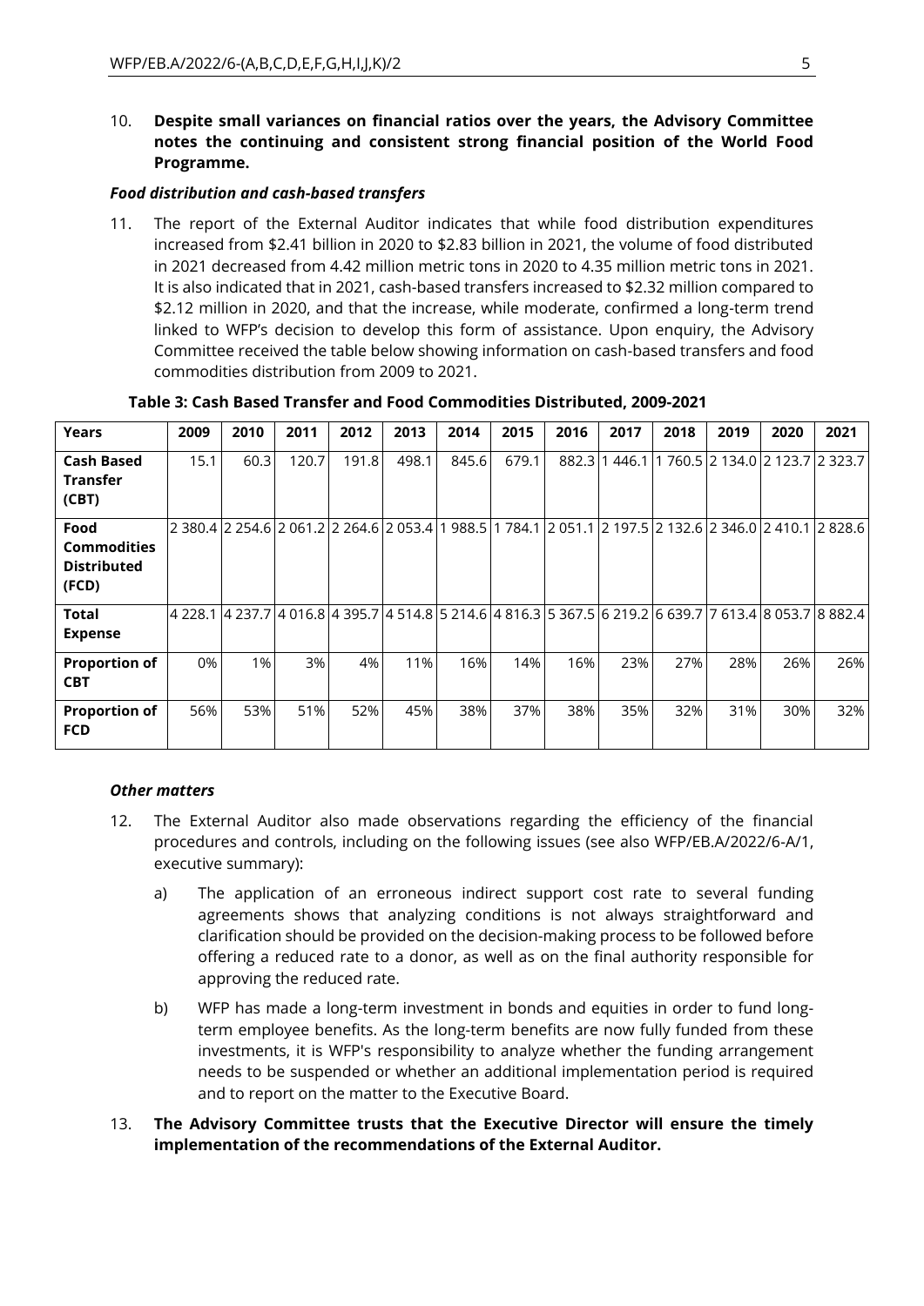10. **Despite small variances on financial ratios over the years, the Advisory Committee notes the continuing and consistent strong financial position of the World Food Programme.**

### *Food distribution and cash-based transfers*

11. The report of the External Auditor indicates that while food distribution expenditures increased from $2.41 billion in 2020 to $2.83 billion in 2021, the volume of food distributed in 2021 decreased from 4.42 million metric tons in 2020 to 4.35 million metric tons in 2021. It is also indicated that in 2021, cash-based transfers increased to $2.32 million compared to $2.12 million in 2020, and that the increase, while moderate, confirmed a long-term trend linked to WFP's decision to develop this form of assistance. Upon enquiry, the Advisory Committee received the table below showing information on cash-based transfers and food commodities distribution from 2009 to 2021.

**Table 3: Cash Based Transfer and Food Commodities Distributed, 2009-2021**

| Years | 2009 | 2010 | 2011 | 2012 | 2013 | 2014 | 2015 | 2016 | 2017 | 2018 | 2019 | 2020 | 2021 |
|---|---|---|---|---|---|---|---|---|---|---|---|---|---|
| **Cash Based Transfer (CBT)** | 15.1 | 60.3 | 120.7 | 191.8 | 498.1 | 845.6 | 679.1 | 882.3 | 1 446.1 | 1 760.5 | 2 134.0 | 2 123.7 | 2 323.7 |
| **Food Commodities Distributed (FCD)** | 2 380.4 | 2 254.6 | 2 061.2 | 2 264.6 | 2 053.4 | 1 988.5 | 1 784.1 | 2 051.1 | 2 197.5 | 2 132.6 | 2 346.0 | 2 410.1 | 2 828.6 |
| **Total Expense** | 4 228.1 | 4 237.7 | 4 016.8 | 4 395.7 | 4 514.8 | 5 214.6 | 4 816.3 | 5 367.5 | 6 219.2 | 6 639.7 | 7 613.4 | 8 053.7 | 8 882.4 |
| **Proportion of CBT** | 0% | 1% | 3% | 4% | 11% | 16% | 14% | 16% | 23% | 27% | 28% | 26% | 26% |
| **Proportion of FCD** | 56% | 53% | 51% | 52% | 45% | 38% | 37% | 38% | 35% | 32% | 31% | 30% | 32% |

### *Other matters*

12. The External Auditor also made observations regarding the efficiency of the financial procedures and controls, including on the following issues (see also WFP/EB.A/2022/6-A/1, executive summary):

    a) The application of an erroneous indirect support cost rate to several funding agreements shows that analyzing conditions is not always straightforward and clarification should be provided on the decision-making process to be followed before offering a reduced rate to a donor, as well as on the final authority responsible for approving the reduced rate.

    b) WFP has made a long-term investment in bonds and equities in order to fund long-term employee benefits. As the long-term benefits are now fully funded from these investments, it is WFP's responsibility to analyze whether the funding arrangement needs to be suspended or whether an additional implementation period is required and to report on the matter to the Executive Board.

13. **The Advisory Committee trusts that the Executive Director will ensure the timely implementation of the recommendations of the External Auditor.**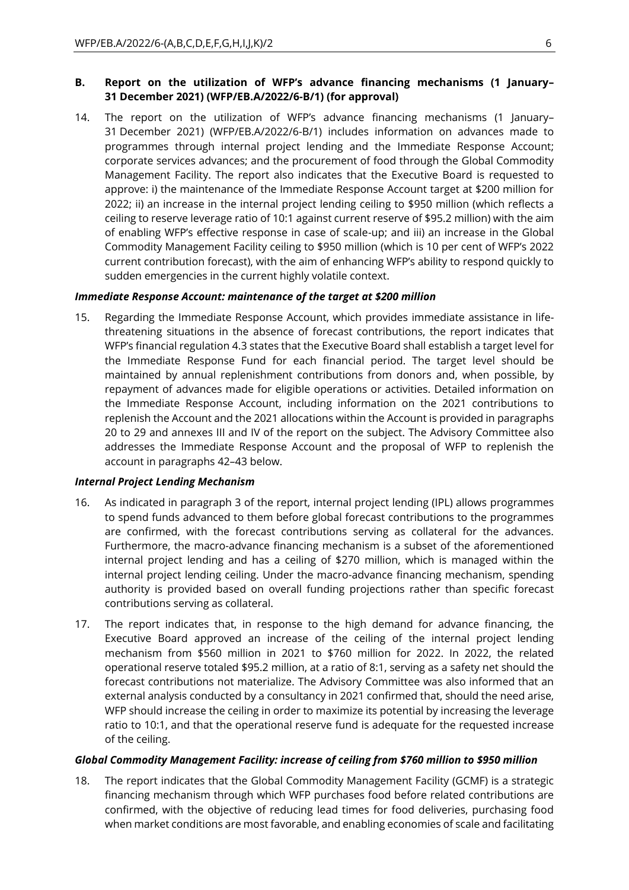**B. Report on the utilization of WFP's advance financing mechanisms (1 January–31 December 2021) (WFP/EB.A/2022/6-B/1) (for approval)**

14. The report on the utilization of WFP's advance financing mechanisms (1 January–31 December 2021) (WFP/EB.A/2022/6-B/1) includes information on advances made to programmes through internal project lending and the Immediate Response Account; corporate services advances; and the procurement of food through the Global Commodity Management Facility. The report also indicates that the Executive Board is requested to approve: i) the maintenance of the Immediate Response Account target at $200 million for 2022; ii) an increase in the internal project lending ceiling to $950 million (which reflects a ceiling to reserve leverage ratio of 10:1 against current reserve of $95.2 million) with the aim of enabling WFP's effective response in case of scale-up; and iii) an increase in the Global Commodity Management Facility ceiling to $950 million (which is 10 per cent of WFP's 2022 current contribution forecast), with the aim of enhancing WFP's ability to respond quickly to sudden emergencies in the current highly volatile context.

***Immediate Response Account: maintenance of the target at $200 million***

15. Regarding the Immediate Response Account, which provides immediate assistance in life-threatening situations in the absence of forecast contributions, the report indicates that WFP's financial regulation 4.3 states that the Executive Board shall establish a target level for the Immediate Response Fund for each financial period. The target level should be maintained by annual replenishment contributions from donors and, when possible, by repayment of advances made for eligible operations or activities. Detailed information on the Immediate Response Account, including information on the 2021 contributions to replenish the Account and the 2021 allocations within the Account is provided in paragraphs 20 to 29 and annexes III and IV of the report on the subject. The Advisory Committee also addresses the Immediate Response Account and the proposal of WFP to replenish the account in paragraphs 42–43 below.

***Internal Project Lending Mechanism***

16. As indicated in paragraph 3 of the report, internal project lending (IPL) allows programmes to spend funds advanced to them before global forecast contributions to the programmes are confirmed, with the forecast contributions serving as collateral for the advances. Furthermore, the macro-advance financing mechanism is a subset of the aforementioned internal project lending and has a ceiling of $270 million, which is managed within the internal project lending ceiling. Under the macro-advance financing mechanism, spending authority is provided based on overall funding projections rather than specific forecast contributions serving as collateral.

17. The report indicates that, in response to the high demand for advance financing, the Executive Board approved an increase of the ceiling of the internal project lending mechanism from $560 million in 2021 to $760 million for 2022. In 2022, the related operational reserve totaled $95.2 million, at a ratio of 8:1, serving as a safety net should the forecast contributions not materialize. The Advisory Committee was also informed that an external analysis conducted by a consultancy in 2021 confirmed that, should the need arise, WFP should increase the ceiling in order to maximize its potential by increasing the leverage ratio to 10:1, and that the operational reserve fund is adequate for the requested increase of the ceiling.

***Global Commodity Management Facility: increase of ceiling from $760 million to $950 million***

18. The report indicates that the Global Commodity Management Facility (GCMF) is a strategic financing mechanism through which WFP purchases food before related contributions are confirmed, with the objective of reducing lead times for food deliveries, purchasing food when market conditions are most favorable, and enabling economies of scale and facilitating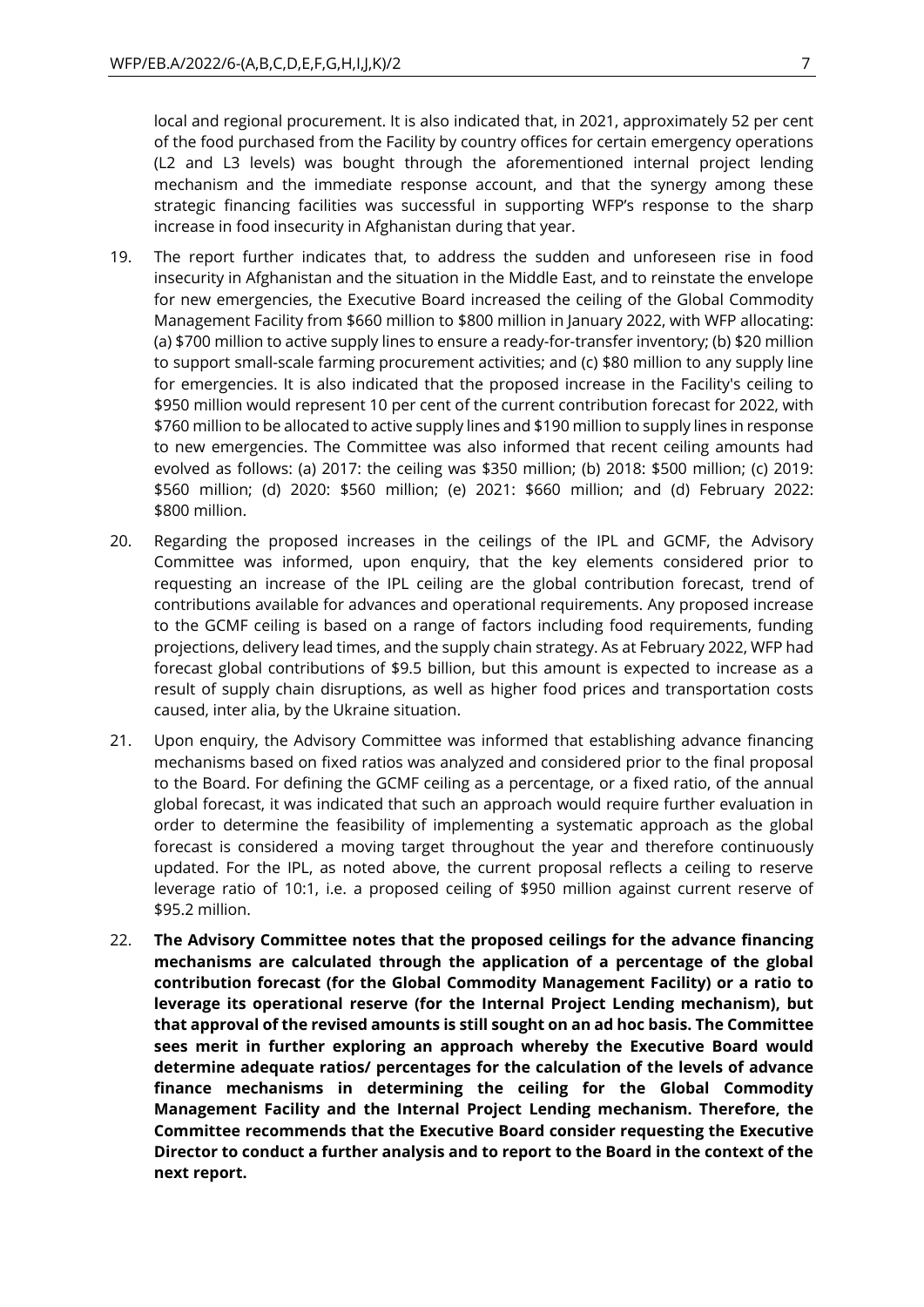local and regional procurement. It is also indicated that, in 2021, approximately 52 per cent of the food purchased from the Facility by country offices for certain emergency operations (L2 and L3 levels) was bought through the aforementioned internal project lending mechanism and the immediate response account, and that the synergy among these strategic financing facilities was successful in supporting WFP's response to the sharp increase in food insecurity in Afghanistan during that year.

19. The report further indicates that, to address the sudden and unforeseen rise in food insecurity in Afghanistan and the situation in the Middle East, and to reinstate the envelope for new emergencies, the Executive Board increased the ceiling of the Global Commodity Management Facility from $660 million to $800 million in January 2022, with WFP allocating: (a) $700 million to active supply lines to ensure a ready-for-transfer inventory; (b) $20 million to support small-scale farming procurement activities; and (c) $80 million to any supply line for emergencies. It is also indicated that the proposed increase in the Facility's ceiling to $950 million would represent 10 per cent of the current contribution forecast for 2022, with $760 million to be allocated to active supply lines and $190 million to supply lines in response to new emergencies. The Committee was also informed that recent ceiling amounts had evolved as follows: (a) 2017: the ceiling was $350 million; (b) 2018: $500 million; (c) 2019: $560 million; (d) 2020: $560 million; (e) 2021: $660 million; and (d) February 2022: $800 million.

20. Regarding the proposed increases in the ceilings of the IPL and GCMF, the Advisory Committee was informed, upon enquiry, that the key elements considered prior to requesting an increase of the IPL ceiling are the global contribution forecast, trend of contributions available for advances and operational requirements. Any proposed increase to the GCMF ceiling is based on a range of factors including food requirements, funding projections, delivery lead times, and the supply chain strategy. As at February 2022, WFP had forecast global contributions of $9.5 billion, but this amount is expected to increase as a result of supply chain disruptions, as well as higher food prices and transportation costs caused, inter alia, by the Ukraine situation.

21. Upon enquiry, the Advisory Committee was informed that establishing advance financing mechanisms based on fixed ratios was analyzed and considered prior to the final proposal to the Board. For defining the GCMF ceiling as a percentage, or a fixed ratio, of the annual global forecast, it was indicated that such an approach would require further evaluation in order to determine the feasibility of implementing a systematic approach as the global forecast is considered a moving target throughout the year and therefore continuously updated. For the IPL, as noted above, the current proposal reflects a ceiling to reserve leverage ratio of 10:1, i.e. a proposed ceiling of $950 million against current reserve of $95.2 million.

22. **The Advisory Committee notes that the proposed ceilings for the advance financing mechanisms are calculated through the application of a percentage of the global contribution forecast (for the Global Commodity Management Facility) or a ratio to leverage its operational reserve (for the Internal Project Lending mechanism), but that approval of the revised amounts is still sought on an ad hoc basis. The Committee sees merit in further exploring an approach whereby the Executive Board would determine adequate ratios/ percentages for the calculation of the levels of advance finance mechanisms in determining the ceiling for the Global Commodity Management Facility and the Internal Project Lending mechanism. Therefore, the Committee recommends that the Executive Board consider requesting the Executive Director to conduct a further analysis and to report to the Board in the context of the next report.**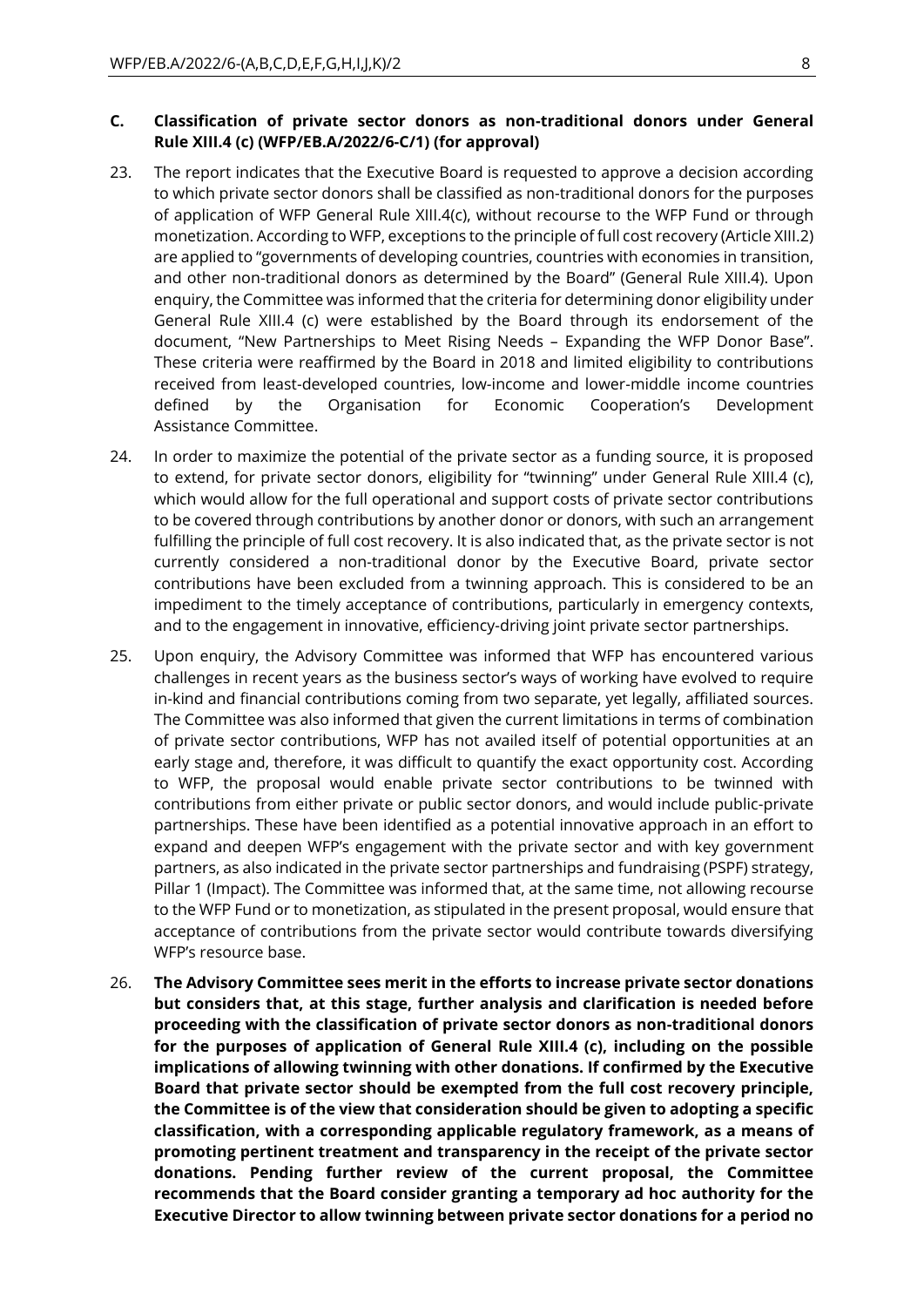**C. Classification of private sector donors as non-traditional donors under General Rule XIII.4 (c) (WFP/EB.A/2022/6-C/1) (for approval)**

23. The report indicates that the Executive Board is requested to approve a decision according to which private sector donors shall be classified as non-traditional donors for the purposes of application of WFP General Rule XIII.4(c), without recourse to the WFP Fund or through monetization. According to WFP, exceptions to the principle of full cost recovery (Article XIII.2) are applied to "governments of developing countries, countries with economies in transition, and other non-traditional donors as determined by the Board" (General Rule XIII.4). Upon enquiry, the Committee was informed that the criteria for determining donor eligibility under General Rule XIII.4 (c) were established by the Board through its endorsement of the document, "New Partnerships to Meet Rising Needs – Expanding the WFP Donor Base". These criteria were reaffirmed by the Board in 2018 and limited eligibility to contributions received from least-developed countries, low-income and lower-middle income countries defined by the Organisation for Economic Cooperation's Development Assistance Committee.

24. In order to maximize the potential of the private sector as a funding source, it is proposed to extend, for private sector donors, eligibility for "twinning" under General Rule XIII.4 (c), which would allow for the full operational and support costs of private sector contributions to be covered through contributions by another donor or donors, with such an arrangement fulfilling the principle of full cost recovery. It is also indicated that, as the private sector is not currently considered a non-traditional donor by the Executive Board, private sector contributions have been excluded from a twinning approach. This is considered to be an impediment to the timely acceptance of contributions, particularly in emergency contexts, and to the engagement in innovative, efficiency-driving joint private sector partnerships.

25. Upon enquiry, the Advisory Committee was informed that WFP has encountered various challenges in recent years as the business sector's ways of working have evolved to require in-kind and financial contributions coming from two separate, yet legally, affiliated sources. The Committee was also informed that given the current limitations in terms of combination of private sector contributions, WFP has not availed itself of potential opportunities at an early stage and, therefore, it was difficult to quantify the exact opportunity cost. According to WFP, the proposal would enable private sector contributions to be twinned with contributions from either private or public sector donors, and would include public-private partnerships. These have been identified as a potential innovative approach in an effort to expand and deepen WFP's engagement with the private sector and with key government partners, as also indicated in the private sector partnerships and fundraising (PSPF) strategy, Pillar 1 (Impact). The Committee was informed that, at the same time, not allowing recourse to the WFP Fund or to monetization, as stipulated in the present proposal, would ensure that acceptance of contributions from the private sector would contribute towards diversifying WFP's resource base.

26. **The Advisory Committee sees merit in the efforts to increase private sector donations but considers that, at this stage, further analysis and clarification is needed before proceeding with the classification of private sector donors as non-traditional donors for the purposes of application of General Rule XIII.4 (c), including on the possible implications of allowing twinning with other donations. If confirmed by the Executive Board that private sector should be exempted from the full cost recovery principle, the Committee is of the view that consideration should be given to adopting a specific classification, with a corresponding applicable regulatory framework, as a means of promoting pertinent treatment and transparency in the receipt of the private sector donations. Pending further review of the current proposal, the Committee recommends that the Board consider granting a temporary ad hoc authority for the Executive Director to allow twinning between private sector donations for a period no**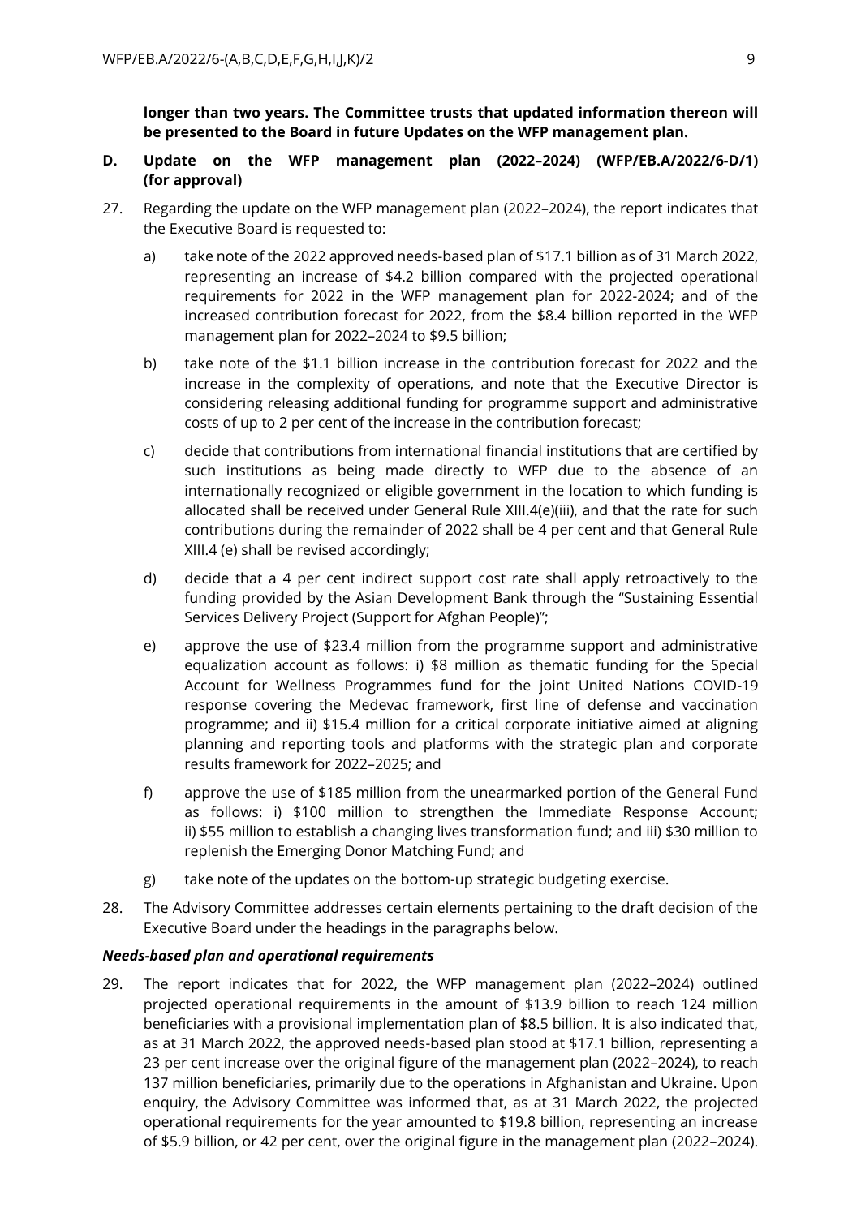**longer than two years. The Committee trusts that updated information thereon will be presented to the Board in future Updates on the WFP management plan.**

## D. Update on the WFP management plan (2022–2024) (WFP/EB.A/2022/6-D/1) (for approval)

27. Regarding the update on the WFP management plan (2022–2024), the report indicates that the Executive Board is requested to:

    a) take note of the 2022 approved needs-based plan of $17.1 billion as of 31 March 2022, representing an increase of $4.2 billion compared with the projected operational requirements for 2022 in the WFP management plan for 2022-2024; and of the increased contribution forecast for 2022, from the $8.4 billion reported in the WFP management plan for 2022–2024 to $9.5 billion;

    b) take note of the $1.1 billion increase in the contribution forecast for 2022 and the increase in the complexity of operations, and note that the Executive Director is considering releasing additional funding for programme support and administrative costs of up to 2 per cent of the increase in the contribution forecast;

    c) decide that contributions from international financial institutions that are certified by such institutions as being made directly to WFP due to the absence of an internationally recognized or eligible government in the location to which funding is allocated shall be received under General Rule XIII.4(e)(iii), and that the rate for such contributions during the remainder of 2022 shall be 4 per cent and that General Rule XIII.4 (e) shall be revised accordingly;

    d) decide that a 4 per cent indirect support cost rate shall apply retroactively to the funding provided by the Asian Development Bank through the "Sustaining Essential Services Delivery Project (Support for Afghan People)";

    e) approve the use of $23.4 million from the programme support and administrative equalization account as follows: i) $8 million as thematic funding for the Special Account for Wellness Programmes fund for the joint United Nations COVID-19 response covering the Medevac framework, first line of defense and vaccination programme; and ii) $15.4 million for a critical corporate initiative aimed at aligning planning and reporting tools and platforms with the strategic plan and corporate results framework for 2022–2025; and

    f) approve the use of $185 million from the unearmarked portion of the General Fund as follows: i) $100 million to strengthen the Immediate Response Account; ii) $55 million to establish a changing lives transformation fund; and iii) $30 million to replenish the Emerging Donor Matching Fund; and

    g) take note of the updates on the bottom-up strategic budgeting exercise.

28. The Advisory Committee addresses certain elements pertaining to the draft decision of the Executive Board under the headings in the paragraphs below.

### *Needs-based plan and operational requirements*

29. The report indicates that for 2022, the WFP management plan (2022–2024) outlined projected operational requirements in the amount of $13.9 billion to reach 124 million beneficiaries with a provisional implementation plan of $8.5 billion. It is also indicated that, as at 31 March 2022, the approved needs-based plan stood at $17.1 billion, representing a 23 per cent increase over the original figure of the management plan (2022–2024), to reach 137 million beneficiaries, primarily due to the operations in Afghanistan and Ukraine. Upon enquiry, the Advisory Committee was informed that, as at 31 March 2022, the projected operational requirements for the year amounted to $19.8 billion, representing an increase of $5.9 billion, or 42 per cent, over the original figure in the management plan (2022–2024).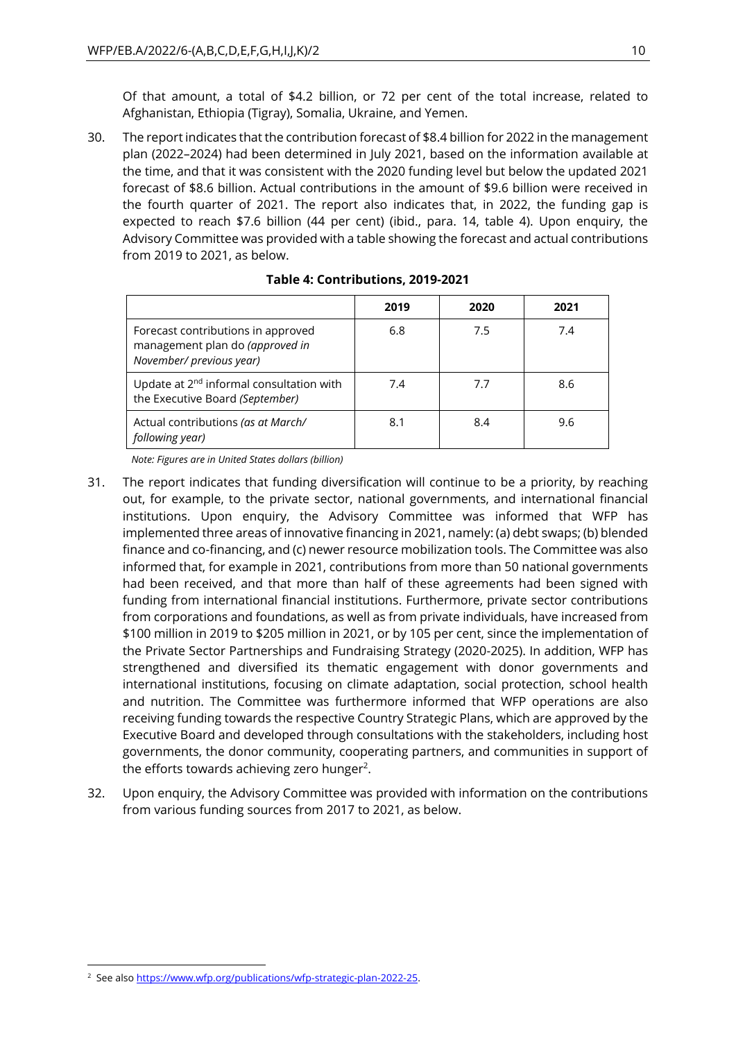Of that amount, a total of $4.2 billion, or 72 per cent of the total increase, related to Afghanistan, Ethiopia (Tigray), Somalia, Ukraine, and Yemen.

30. The report indicates that the contribution forecast of $8.4 billion for 2022 in the management plan (2022–2024) had been determined in July 2021, based on the information available at the time, and that it was consistent with the 2020 funding level but below the updated 2021 forecast of $8.6 billion. Actual contributions in the amount of $9.6 billion were received in the fourth quarter of 2021. The report also indicates that, in 2022, the funding gap is expected to reach $7.6 billion (44 per cent) (ibid., para. 14, table 4). Upon enquiry, the Advisory Committee was provided with a table showing the forecast and actual contributions from 2019 to 2021, as below.

**Table 4: Contributions, 2019-2021**

| | 2019 | 2020 | 2021 |
|---|---|---|---|
| Forecast contributions in approved management plan do *(approved in November/ previous year)* | 6.8 | 7.5 | 7.4 |
| Update at 2nd informal consultation with the Executive Board *(September)* | 7.4 | 7.7 | 8.6 |
| Actual contributions *(as at March/ following year)* | 8.1 | 8.4 | 9.6 |

*Note: Figures are in United States dollars (billion)*

31. The report indicates that funding diversification will continue to be a priority, by reaching out, for example, to the private sector, national governments, and international financial institutions. Upon enquiry, the Advisory Committee was informed that WFP has implemented three areas of innovative financing in 2021, namely: (a) debt swaps; (b) blended finance and co-financing, and (c) newer resource mobilization tools. The Committee was also informed that, for example in 2021, contributions from more than 50 national governments had been received, and that more than half of these agreements had been signed with funding from international financial institutions. Furthermore, private sector contributions from corporations and foundations, as well as from private individuals, have increased from $100 million in 2019 to $205 million in 2021, or by 105 per cent, since the implementation of the Private Sector Partnerships and Fundraising Strategy (2020-2025). In addition, WFP has strengthened and diversified its thematic engagement with donor governments and international institutions, focusing on climate adaptation, social protection, school health and nutrition. The Committee was furthermore informed that WFP operations are also receiving funding towards the respective Country Strategic Plans, which are approved by the Executive Board and developed through consultations with the stakeholders, including host governments, the donor community, cooperating partners, and communities in support of the efforts towards achieving zero hunger[2].

32. Upon enquiry, the Advisory Committee was provided with information on the contributions from various funding sources from 2017 to 2021, as below.

[2] See also https://www.wfp.org/publications/wfp-strategic-plan-2022-25.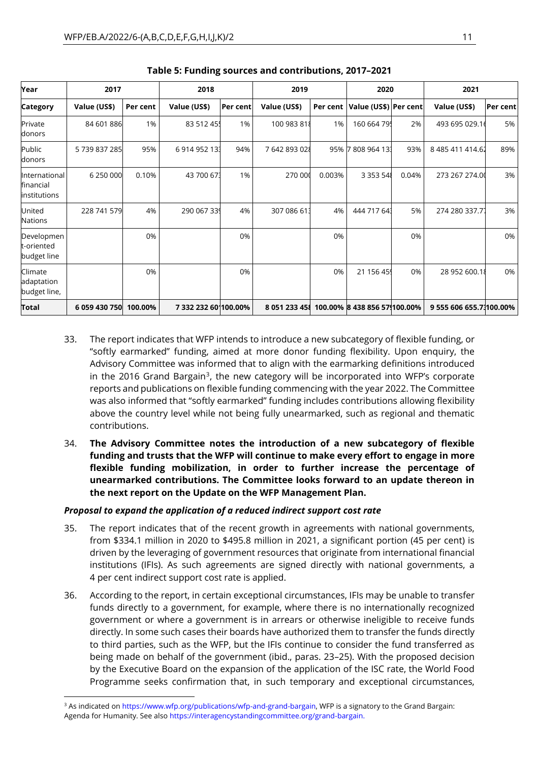**Table 5: Funding sources and contributions, 2017–2021**

| Year | 2017 | | 2018 | | 2019 | | 2020 | | 2021 | |
|---|---|---|---|---|---|---|---|---|---|---|
| Category | Value (US$) | Per cent | Value (US$) | Per cent | Value (US$) | Per cent | Value (US$) | Per cent | Value (US$) | Per cent |
| Private donors | 84 601 886 | 1% | 83 512 455 | 1% | 100 983 818 | 1% | 160 664 795 | 2% | 493 695 029.16 | 5% |
| Public donors | 5 739 837 285 | 95% | 6 914 952 133 | 94% | 7 642 893 028 | 95% | 7 808 964 133 | 93% | 8 485 411 414.62 | 89% |
| International financial institutions | 6 250 000 | 0.10% | 43 700 673 | 1% | 270 000 | 0.003% | 3 353 548 | 0.04% | 273 267 274.00 | 3% |
| United Nations | 228 741 579 | 4% | 290 067 339 | 4% | 307 086 613 | 4% | 444 717 643 | 5% | 274 280 337.77 | 3% |
| Development-oriented budget line | | 0% | | 0% | | 0% | | 0% | | 0% |
| Climate adaptation budget line, | | 0% | | 0% | | 0% | 21 156 459 | 0% | 28 952 600.18 | 0% |
| **Total** | **6 059 430 750** | **100.00%** | **7 332 232 601** | **100.00%** | **8 051 233 458** | **100.00%** | **8 438 856 579** | **100.00%** | **9 555 606 655.73** | **100.00%** |

33. The report indicates that WFP intends to introduce a new subcategory of flexible funding, or "softly earmarked" funding, aimed at more donor funding flexibility. Upon enquiry, the Advisory Committee was informed that to align with the earmarking definitions introduced in the 2016 Grand Bargain[3], the new category will be incorporated into WFP's corporate reports and publications on flexible funding commencing with the year 2022. The Committee was also informed that "softly earmarked" funding includes contributions allowing flexibility above the country level while not being fully unearmarked, such as regional and thematic contributions.

34. **The Advisory Committee notes the introduction of a new subcategory of flexible funding and trusts that the WFP will continue to make every effort to engage in more flexible funding mobilization, in order to further increase the percentage of unearmarked contributions. The Committee looks forward to an update thereon in the next report on the Update on the WFP Management Plan.**

***Proposal to expand the application of a reduced indirect support cost rate***

35. The report indicates that of the recent growth in agreements with national governments, from $334.1 million in 2020 to $495.8 million in 2021, a significant portion (45 per cent) is driven by the leveraging of government resources that originate from international financial institutions (IFIs). As such agreements are signed directly with national governments, a 4 per cent indirect support cost rate is applied.

36. According to the report, in certain exceptional circumstances, IFIs may be unable to transfer funds directly to a government, for example, where there is no internationally recognized government or where a government is in arrears or otherwise ineligible to receive funds directly. In some such cases their boards have authorized them to transfer the funds directly to third parties, such as the WFP, but the IFIs continue to consider the fund transferred as being made on behalf of the government (ibid., paras. 23–25). With the proposed decision by the Executive Board on the expansion of the application of the ISC rate, the World Food Programme seeks confirmation that, in such temporary and exceptional circumstances,

[3] As indicated on https://www.wfp.org/publications/wfp-and-grand-bargain, WFP is a signatory to the Grand Bargain: Agenda for Humanity. See also https://interagencystandingcommittee.org/grand-bargain.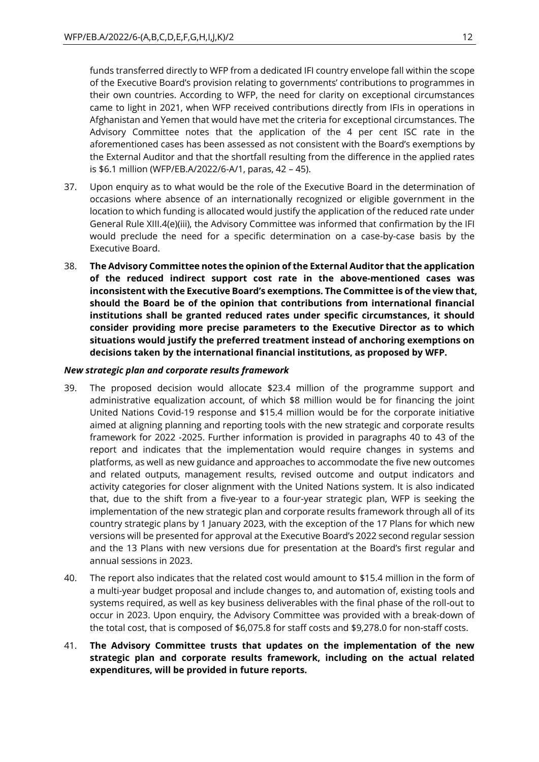funds transferred directly to WFP from a dedicated IFI country envelope fall within the scope of the Executive Board's provision relating to governments' contributions to programmes in their own countries. According to WFP, the need for clarity on exceptional circumstances came to light in 2021, when WFP received contributions directly from IFIs in operations in Afghanistan and Yemen that would have met the criteria for exceptional circumstances. The Advisory Committee notes that the application of the 4 per cent ISC rate in the aforementioned cases has been assessed as not consistent with the Board's exemptions by the External Auditor and that the shortfall resulting from the difference in the applied rates is $6.1 million (WFP/EB.A/2022/6-A/1, paras, 42 – 45).

37. Upon enquiry as to what would be the role of the Executive Board in the determination of occasions where absence of an internationally recognized or eligible government in the location to which funding is allocated would justify the application of the reduced rate under General Rule XIII.4(e)(iii), the Advisory Committee was informed that confirmation by the IFI would preclude the need for a specific determination on a case-by-case basis by the Executive Board.

38. **The Advisory Committee notes the opinion of the External Auditor that the application of the reduced indirect support cost rate in the above-mentioned cases was inconsistent with the Executive Board's exemptions. The Committee is of the view that, should the Board be of the opinion that contributions from international financial institutions shall be granted reduced rates under specific circumstances, it should consider providing more precise parameters to the Executive Director as to which situations would justify the preferred treatment instead of anchoring exemptions on decisions taken by the international financial institutions, as proposed by WFP.**

### *New strategic plan and corporate results framework*

39. The proposed decision would allocate $23.4 million of the programme support and administrative equalization account, of which $8 million would be for financing the joint United Nations Covid-19 response and $15.4 million would be for the corporate initiative aimed at aligning planning and reporting tools with the new strategic and corporate results framework for 2022 -2025. Further information is provided in paragraphs 40 to 43 of the report and indicates that the implementation would require changes in systems and platforms, as well as new guidance and approaches to accommodate the five new outcomes and related outputs, management results, revised outcome and output indicators and activity categories for closer alignment with the United Nations system. It is also indicated that, due to the shift from a five-year to a four-year strategic plan, WFP is seeking the implementation of the new strategic plan and corporate results framework through all of its country strategic plans by 1 January 2023, with the exception of the 17 Plans for which new versions will be presented for approval at the Executive Board's 2022 second regular session and the 13 Plans with new versions due for presentation at the Board's first regular and annual sessions in 2023.

40. The report also indicates that the related cost would amount to $15.4 million in the form of a multi-year budget proposal and include changes to, and automation of, existing tools and systems required, as well as key business deliverables with the final phase of the roll-out to occur in 2023. Upon enquiry, the Advisory Committee was provided with a break-down of the total cost, that is composed of $6,075.8 for staff costs and $9,278.0 for non-staff costs.

41. **The Advisory Committee trusts that updates on the implementation of the new strategic plan and corporate results framework, including on the actual related expenditures, will be provided in future reports.**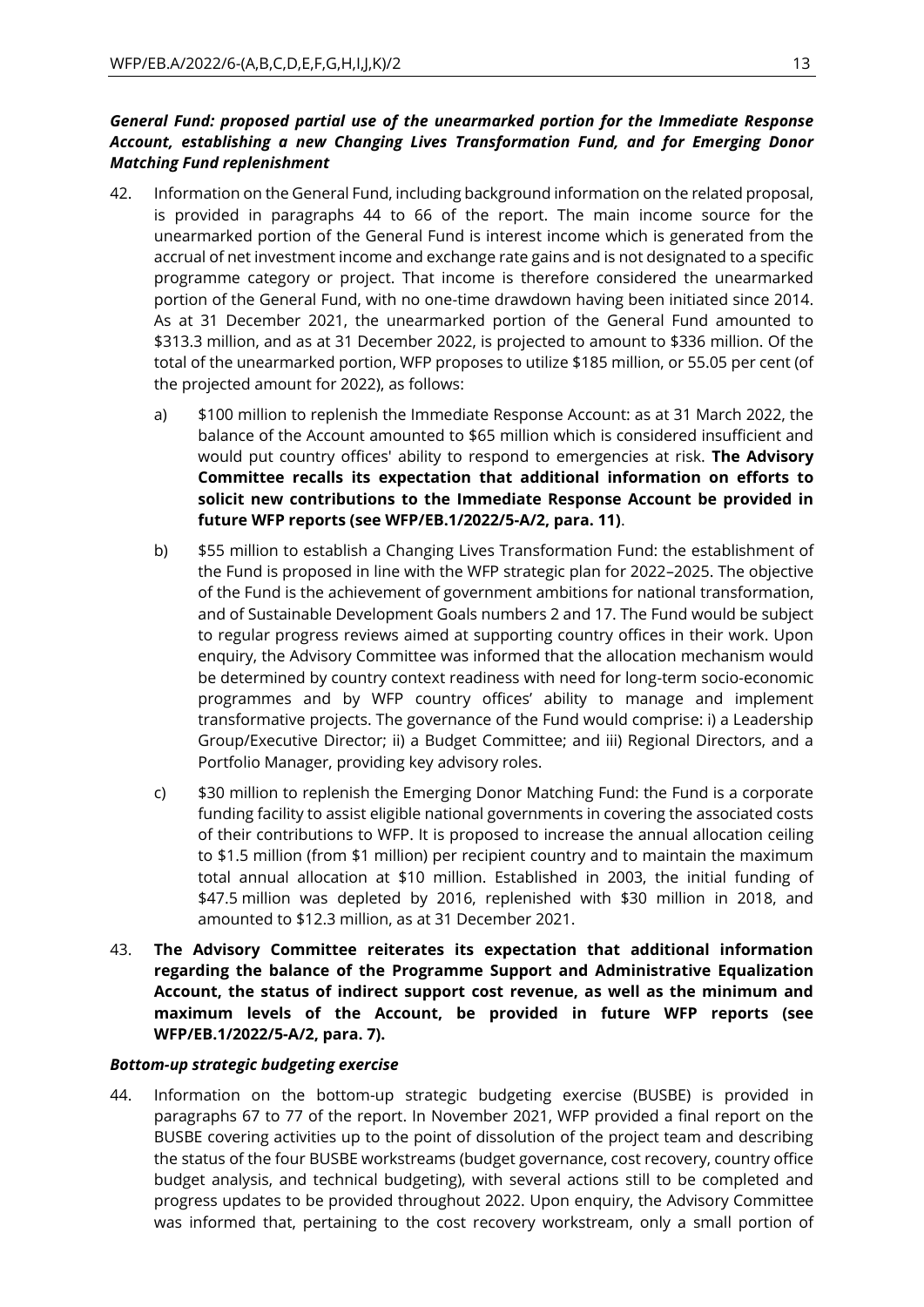***General Fund: proposed partial use of the unearmarked portion for the Immediate Response Account, establishing a new Changing Lives Transformation Fund, and for Emerging Donor Matching Fund replenishment***

42. Information on the General Fund, including background information on the related proposal, is provided in paragraphs 44 to 66 of the report. The main income source for the unearmarked portion of the General Fund is interest income which is generated from the accrual of net investment income and exchange rate gains and is not designated to a specific programme category or project. That income is therefore considered the unearmarked portion of the General Fund, with no one-time drawdown having been initiated since 2014. As at 31 December 2021, the unearmarked portion of the General Fund amounted to \$313.3 million, and as at 31 December 2022, is projected to amount to \$336 million. Of the total of the unearmarked portion, WFP proposes to utilize \$185 million, or 55.05 per cent (of the projected amount for 2022), as follows:

    a) \$100 million to replenish the Immediate Response Account: as at 31 March 2022, the balance of the Account amounted to \$65 million which is considered insufficient and would put country offices' ability to respond to emergencies at risk. **The Advisory Committee recalls its expectation that additional information on efforts to solicit new contributions to the Immediate Response Account be provided in future WFP reports (see WFP/EB.1/2022/5-A/2, para. 11)**.

    b) \$55 million to establish a Changing Lives Transformation Fund: the establishment of the Fund is proposed in line with the WFP strategic plan for 2022–2025. The objective of the Fund is the achievement of government ambitions for national transformation, and of Sustainable Development Goals numbers 2 and 17. The Fund would be subject to regular progress reviews aimed at supporting country offices in their work. Upon enquiry, the Advisory Committee was informed that the allocation mechanism would be determined by country context readiness with need for long-term socio-economic programmes and by WFP country offices' ability to manage and implement transformative projects. The governance of the Fund would comprise: i) a Leadership Group/Executive Director; ii) a Budget Committee; and iii) Regional Directors, and a Portfolio Manager, providing key advisory roles.

    c) \$30 million to replenish the Emerging Donor Matching Fund: the Fund is a corporate funding facility to assist eligible national governments in covering the associated costs of their contributions to WFP. It is proposed to increase the annual allocation ceiling to \$1.5 million (from \$1 million) per recipient country and to maintain the maximum total annual allocation at \$10 million. Established in 2003, the initial funding of \$47.5 million was depleted by 2016, replenished with \$30 million in 2018, and amounted to \$12.3 million, as at 31 December 2021.

43. **The Advisory Committee reiterates its expectation that additional information regarding the balance of the Programme Support and Administrative Equalization Account, the status of indirect support cost revenue, as well as the minimum and maximum levels of the Account, be provided in future WFP reports (see WFP/EB.1/2022/5-A/2, para. 7).**

***Bottom-up strategic budgeting exercise***

44. Information on the bottom-up strategic budgeting exercise (BUSBE) is provided in paragraphs 67 to 77 of the report. In November 2021, WFP provided a final report on the BUSBE covering activities up to the point of dissolution of the project team and describing the status of the four BUSBE workstreams (budget governance, cost recovery, country office budget analysis, and technical budgeting), with several actions still to be completed and progress updates to be provided throughout 2022. Upon enquiry, the Advisory Committee was informed that, pertaining to the cost recovery workstream, only a small portion of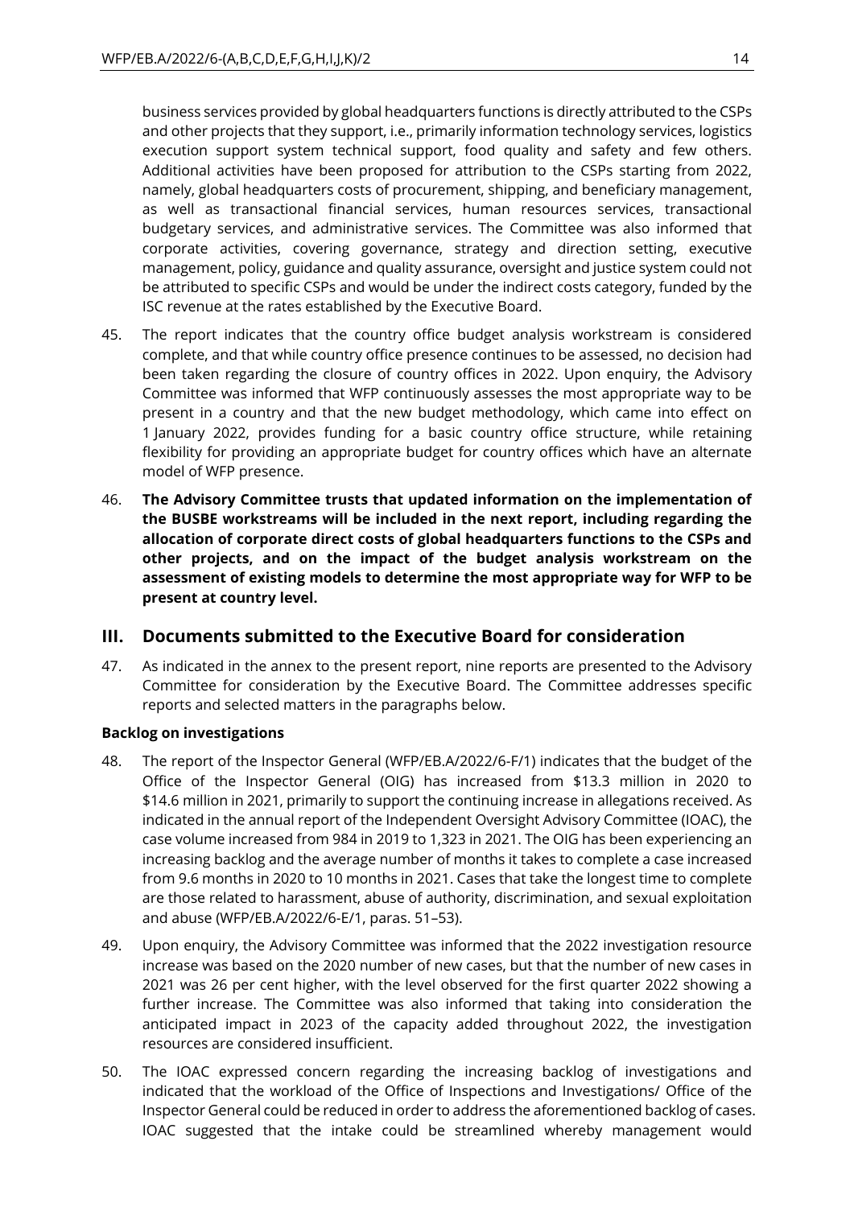business services provided by global headquarters functions is directly attributed to the CSPs and other projects that they support, i.e., primarily information technology services, logistics execution support system technical support, food quality and safety and few others. Additional activities have been proposed for attribution to the CSPs starting from 2022, namely, global headquarters costs of procurement, shipping, and beneficiary management, as well as transactional financial services, human resources services, transactional budgetary services, and administrative services. The Committee was also informed that corporate activities, covering governance, strategy and direction setting, executive management, policy, guidance and quality assurance, oversight and justice system could not be attributed to specific CSPs and would be under the indirect costs category, funded by the ISC revenue at the rates established by the Executive Board.

45. The report indicates that the country office budget analysis workstream is considered complete, and that while country office presence continues to be assessed, no decision had been taken regarding the closure of country offices in 2022. Upon enquiry, the Advisory Committee was informed that WFP continuously assesses the most appropriate way to be present in a country and that the new budget methodology, which came into effect on 1 January 2022, provides funding for a basic country office structure, while retaining flexibility for providing an appropriate budget for country offices which have an alternate model of WFP presence.

46. **The Advisory Committee trusts that updated information on the implementation of the BUSBE workstreams will be included in the next report, including regarding the allocation of corporate direct costs of global headquarters functions to the CSPs and other projects, and on the impact of the budget analysis workstream on the assessment of existing models to determine the most appropriate way for WFP to be present at country level.**

## III. Documents submitted to the Executive Board for consideration

47. As indicated in the annex to the present report, nine reports are presented to the Advisory Committee for consideration by the Executive Board. The Committee addresses specific reports and selected matters in the paragraphs below.

**Backlog on investigations**

48. The report of the Inspector General (WFP/EB.A/2022/6-F/1) indicates that the budget of the Office of the Inspector General (OIG) has increased from $13.3 million in 2020 to $14.6 million in 2021, primarily to support the continuing increase in allegations received. As indicated in the annual report of the Independent Oversight Advisory Committee (IOAC), the case volume increased from 984 in 2019 to 1,323 in 2021. The OIG has been experiencing an increasing backlog and the average number of months it takes to complete a case increased from 9.6 months in 2020 to 10 months in 2021. Cases that take the longest time to complete are those related to harassment, abuse of authority, discrimination, and sexual exploitation and abuse (WFP/EB.A/2022/6-E/1, paras. 51–53).

49. Upon enquiry, the Advisory Committee was informed that the 2022 investigation resource increase was based on the 2020 number of new cases, but that the number of new cases in 2021 was 26 per cent higher, with the level observed for the first quarter 2022 showing a further increase. The Committee was also informed that taking into consideration the anticipated impact in 2023 of the capacity added throughout 2022, the investigation resources are considered insufficient.

50. The IOAC expressed concern regarding the increasing backlog of investigations and indicated that the workload of the Office of Inspections and Investigations/ Office of the Inspector General could be reduced in order to address the aforementioned backlog of cases. IOAC suggested that the intake could be streamlined whereby management would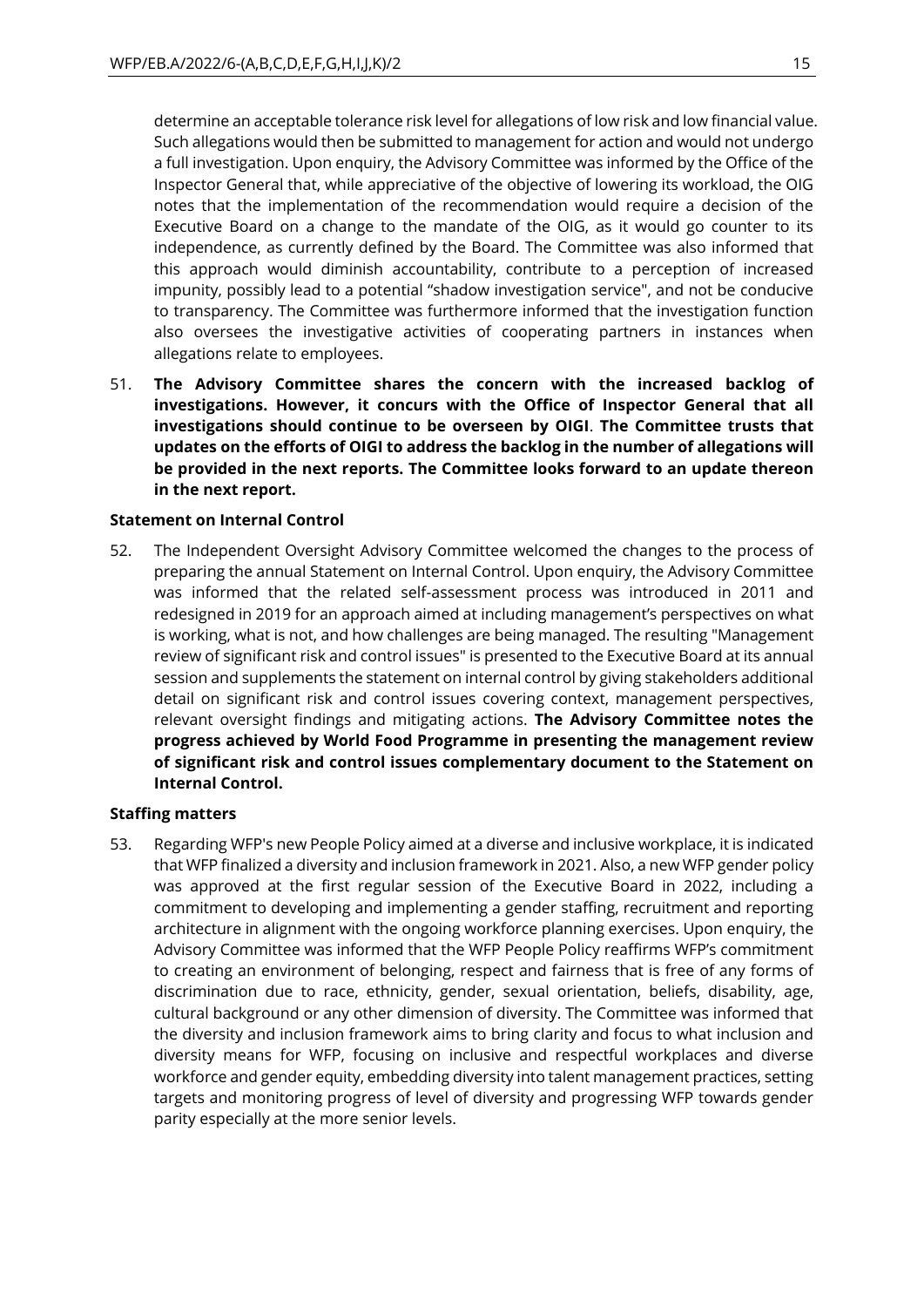determine an acceptable tolerance risk level for allegations of low risk and low financial value. Such allegations would then be submitted to management for action and would not undergo a full investigation. Upon enquiry, the Advisory Committee was informed by the Office of the Inspector General that, while appreciative of the objective of lowering its workload, the OIG notes that the implementation of the recommendation would require a decision of the Executive Board on a change to the mandate of the OIG, as it would go counter to its independence, as currently defined by the Board. The Committee was also informed that this approach would diminish accountability, contribute to a perception of increased impunity, possibly lead to a potential "shadow investigation service", and not be conducive to transparency. The Committee was furthermore informed that the investigation function also oversees the investigative activities of cooperating partners in instances when allegations relate to employees.

51. **The Advisory Committee shares the concern with the increased backlog of investigations. However, it concurs with the Office of Inspector General that all investigations should continue to be overseen by OIGI**. **The Committee trusts that updates on the efforts of OIGI to address the backlog in the number of allegations will be provided in the next reports. The Committee looks forward to an update thereon in the next report.**

**Statement on Internal Control**

52. The Independent Oversight Advisory Committee welcomed the changes to the process of preparing the annual Statement on Internal Control. Upon enquiry, the Advisory Committee was informed that the related self-assessment process was introduced in 2011 and redesigned in 2019 for an approach aimed at including management's perspectives on what is working, what is not, and how challenges are being managed. The resulting "Management review of significant risk and control issues" is presented to the Executive Board at its annual session and supplements the statement on internal control by giving stakeholders additional detail on significant risk and control issues covering context, management perspectives, relevant oversight findings and mitigating actions. **The Advisory Committee notes the progress achieved by World Food Programme in presenting the management review of significant risk and control issues complementary document to the Statement on Internal Control.**

**Staffing matters**

53. Regarding WFP's new People Policy aimed at a diverse and inclusive workplace, it is indicated that WFP finalized a diversity and inclusion framework in 2021. Also, a new WFP gender policy was approved at the first regular session of the Executive Board in 2022, including a commitment to developing and implementing a gender staffing, recruitment and reporting architecture in alignment with the ongoing workforce planning exercises. Upon enquiry, the Advisory Committee was informed that the WFP People Policy reaffirms WFP's commitment to creating an environment of belonging, respect and fairness that is free of any forms of discrimination due to race, ethnicity, gender, sexual orientation, beliefs, disability, age, cultural background or any other dimension of diversity. The Committee was informed that the diversity and inclusion framework aims to bring clarity and focus to what inclusion and diversity means for WFP, focusing on inclusive and respectful workplaces and diverse workforce and gender equity, embedding diversity into talent management practices, setting targets and monitoring progress of level of diversity and progressing WFP towards gender parity especially at the more senior levels.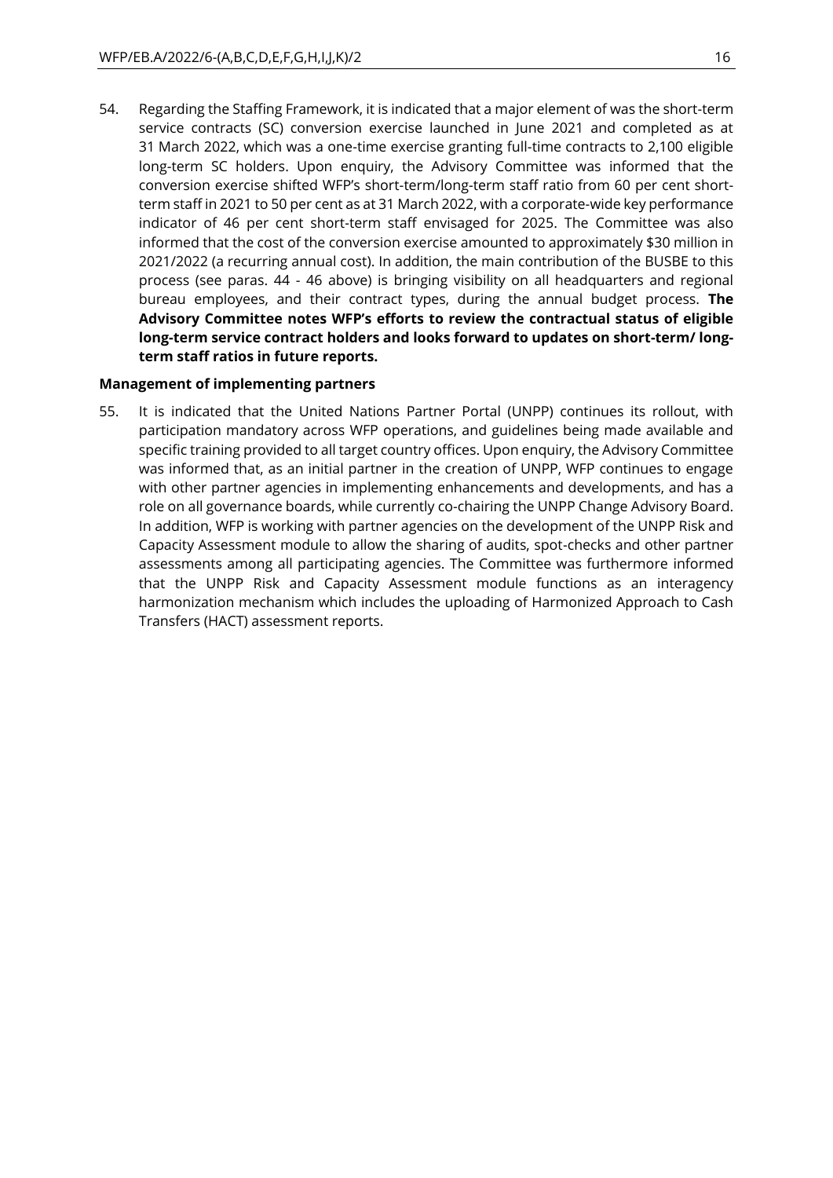54. Regarding the Staffing Framework, it is indicated that a major element of was the short-term service contracts (SC) conversion exercise launched in June 2021 and completed as at 31 March 2022, which was a one-time exercise granting full-time contracts to 2,100 eligible long-term SC holders. Upon enquiry, the Advisory Committee was informed that the conversion exercise shifted WFP's short-term/long-term staff ratio from 60 per cent short-term staff in 2021 to 50 per cent as at 31 March 2022, with a corporate-wide key performance indicator of 46 per cent short-term staff envisaged for 2025. The Committee was also informed that the cost of the conversion exercise amounted to approximately $30 million in 2021/2022 (a recurring annual cost). In addition, the main contribution of the BUSBE to this process (see paras. 44 - 46 above) is bringing visibility on all headquarters and regional bureau employees, and their contract types, during the annual budget process. **The Advisory Committee notes WFP's efforts to review the contractual status of eligible long-term service contract holders and looks forward to updates on short-term/ long-term staff ratios in future reports.**

**Management of implementing partners**

55. It is indicated that the United Nations Partner Portal (UNPP) continues its rollout, with participation mandatory across WFP operations, and guidelines being made available and specific training provided to all target country offices. Upon enquiry, the Advisory Committee was informed that, as an initial partner in the creation of UNPP, WFP continues to engage with other partner agencies in implementing enhancements and developments, and has a role on all governance boards, while currently co-chairing the UNPP Change Advisory Board. In addition, WFP is working with partner agencies on the development of the UNPP Risk and Capacity Assessment module to allow the sharing of audits, spot-checks and other partner assessments among all participating agencies. The Committee was furthermore informed that the UNPP Risk and Capacity Assessment module functions as an interagency harmonization mechanism which includes the uploading of Harmonized Approach to Cash Transfers (HACT) assessment reports.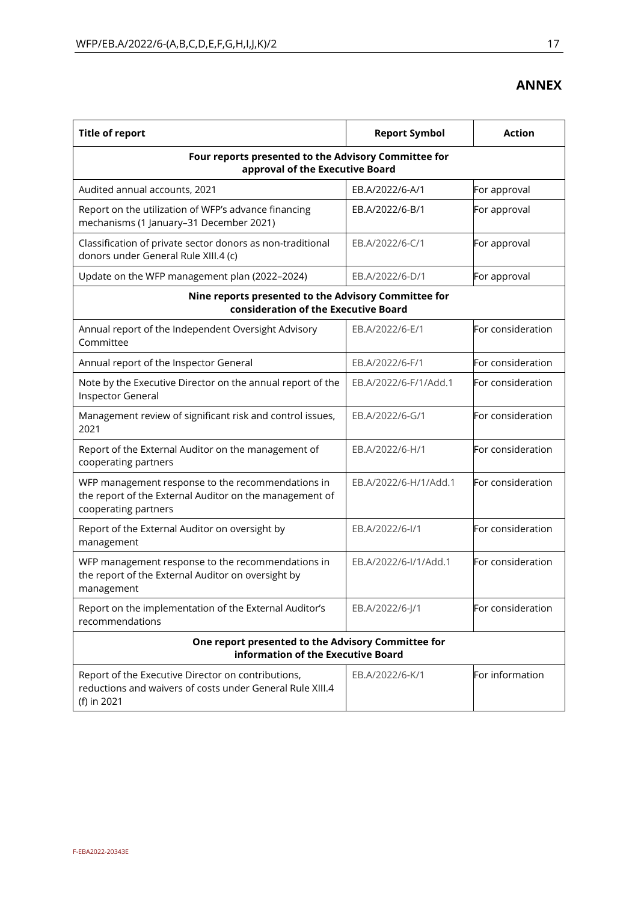## ANNEX

| Title of report | Report Symbol | Action |
|---|---|---|
| **Four reports presented to the Advisory Committee for approval of the Executive Board** | | |
| Audited annual accounts, 2021 | EB.A/2022/6-A/1 | For approval |
| Report on the utilization of WFP's advance financing mechanisms (1 January–31 December 2021) | EB.A/2022/6-B/1 | For approval |
| Classification of private sector donors as non-traditional donors under General Rule XIII.4 (c) | EB.A/2022/6-C/1 | For approval |
| Update on the WFP management plan (2022–2024) | EB.A/2022/6-D/1 | For approval |
| **Nine reports presented to the Advisory Committee for consideration of the Executive Board** | | |
| Annual report of the Independent Oversight Advisory Committee | EB.A/2022/6-E/1 | For consideration |
| Annual report of the Inspector General | EB.A/2022/6-F/1 | For consideration |
| Note by the Executive Director on the annual report of the Inspector General | EB.A/2022/6-F/1/Add.1 | For consideration |
| Management review of significant risk and control issues, 2021 | EB.A/2022/6-G/1 | For consideration |
| Report of the External Auditor on the management of cooperating partners | EB.A/2022/6-H/1 | For consideration |
| WFP management response to the recommendations in the report of the External Auditor on the management of cooperating partners | EB.A/2022/6-H/1/Add.1 | For consideration |
| Report of the External Auditor on oversight by management | EB.A/2022/6-I/1 | For consideration |
| WFP management response to the recommendations in the report of the External Auditor on oversight by management | EB.A/2022/6-I/1/Add.1 | For consideration |
| Report on the implementation of the External Auditor's recommendations | EB.A/2022/6-J/1 | For consideration |
| **One report presented to the Advisory Committee for information of the Executive Board** | | |
| Report of the Executive Director on contributions, reductions and waivers of costs under General Rule XIII.4 (f) in 2021 | EB.A/2022/6-K/1 | For information |

F-EBA2022-20343E